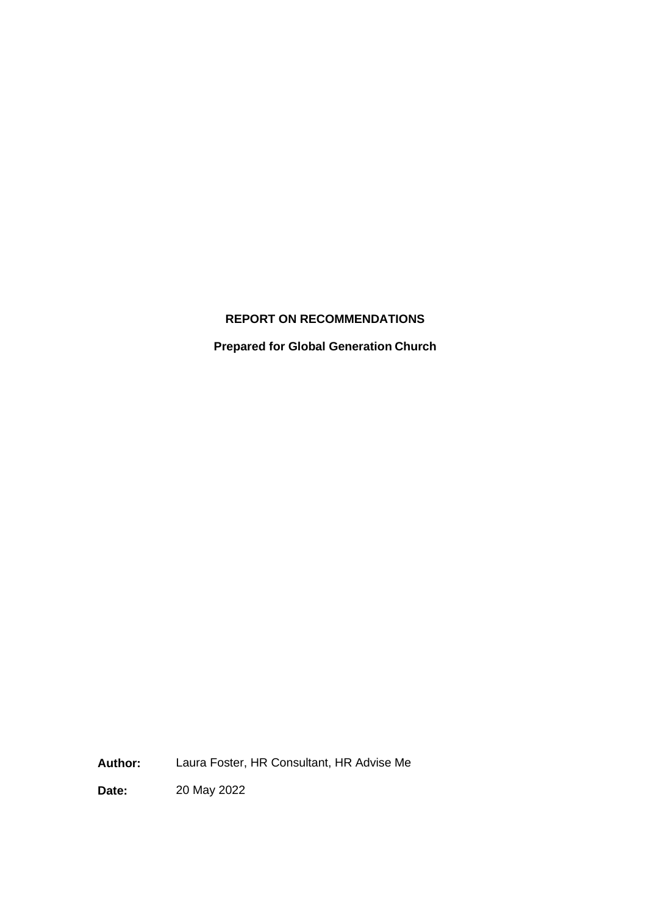# REPORT ON RECOMMENDATIONS

**Prepared for Global Generation Church**

**Author:** Laura Foster, HR Consultant, HR Advise Me

**Date:** 20 May 2022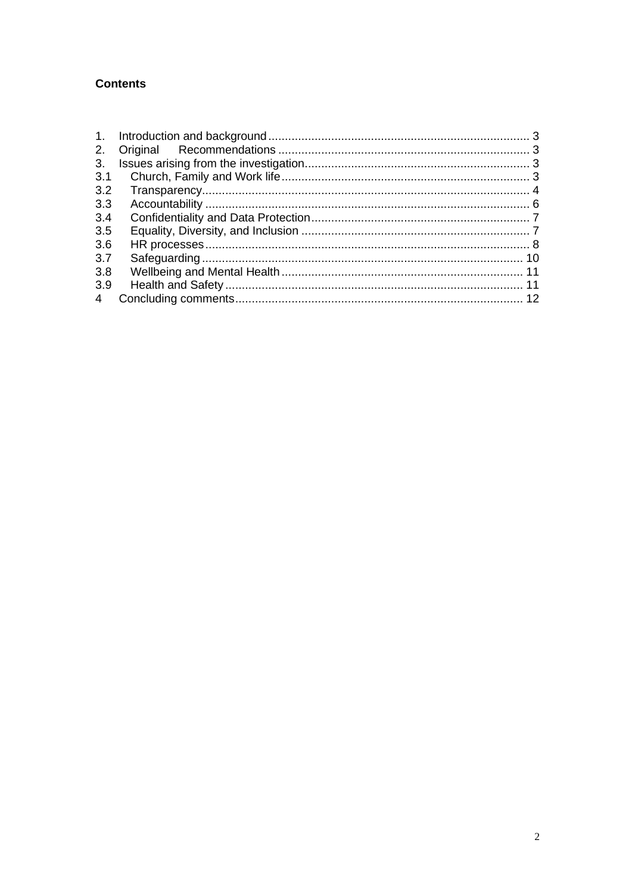**Contents**

1. Introduction and background ... 3
2. Original Recommendations ... 3
3. Issues arising from the investigation ... 3
3.1 Church, Family and Work life ... 3
3.2 Transparency ... 4
3.3 Accountability ... 6
3.4 Confidentiality and Data Protection ... 7
3.5 Equality, Diversity, and Inclusion ... 7
3.6 HR processes ... 8
3.7 Safeguarding ... 10
3.8 Wellbeing and Mental Health ... 11
3.9 Health and Safety ... 11
4 Concluding comments ... 12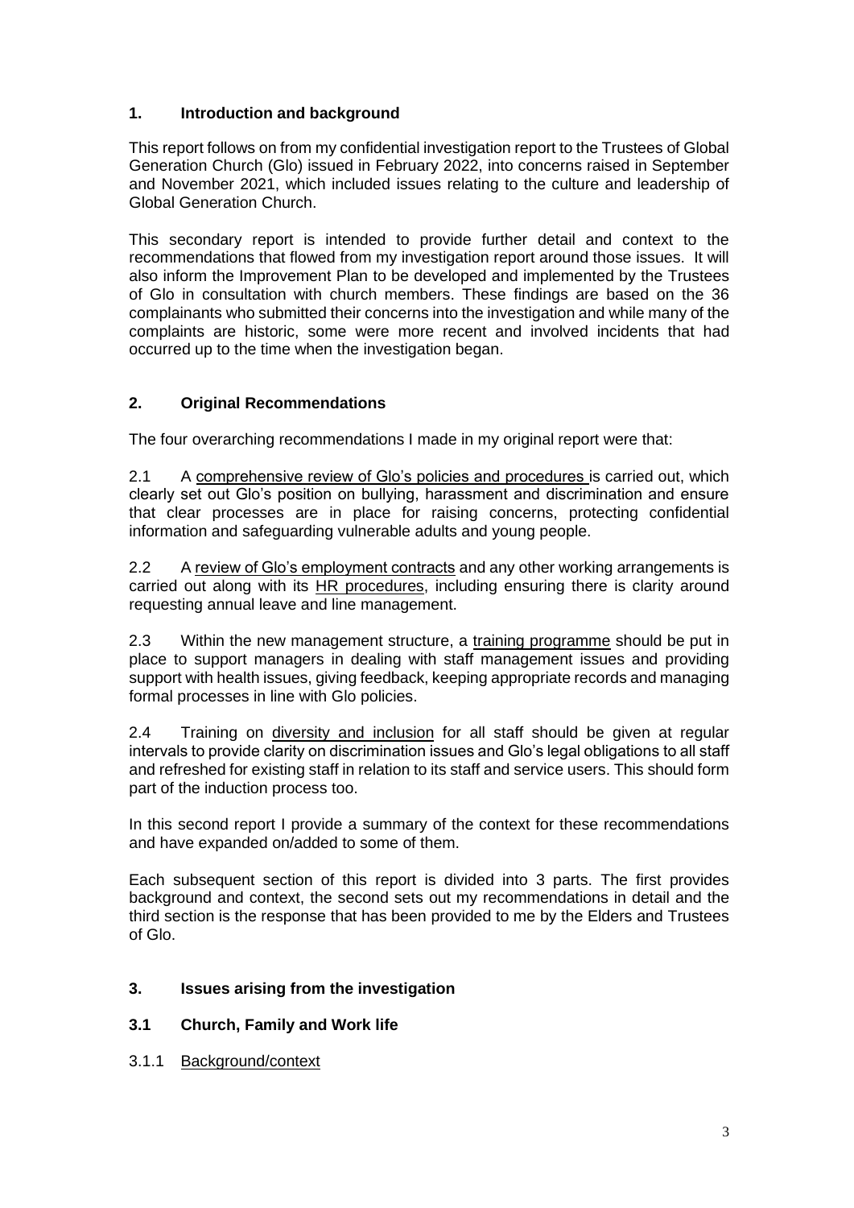## 1. Introduction and background

This report follows on from my confidential investigation report to the Trustees of Global Generation Church (Glo) issued in February 2022, into concerns raised in September and November 2021, which included issues relating to the culture and leadership of Global Generation Church.

This secondary report is intended to provide further detail and context to the recommendations that flowed from my investigation report around those issues. It will also inform the Improvement Plan to be developed and implemented by the Trustees of Glo in consultation with church members. These findings are based on the 36 complainants who submitted their concerns into the investigation and while many of the complaints are historic, some were more recent and involved incidents that had occurred up to the time when the investigation began.

## 2. Original Recommendations

The four overarching recommendations I made in my original report were that:

2.1 A comprehensive review of Glo's policies and procedures is carried out, which clearly set out Glo's position on bullying, harassment and discrimination and ensure that clear processes are in place for raising concerns, protecting confidential information and safeguarding vulnerable adults and young people.

2.2 A review of Glo's employment contracts and any other working arrangements is carried out along with its HR procedures, including ensuring there is clarity around requesting annual leave and line management.

2.3 Within the new management structure, a training programme should be put in place to support managers in dealing with staff management issues and providing support with health issues, giving feedback, keeping appropriate records and managing formal processes in line with Glo policies.

2.4 Training on diversity and inclusion for all staff should be given at regular intervals to provide clarity on discrimination issues and Glo's legal obligations to all staff and refreshed for existing staff in relation to its staff and service users. This should form part of the induction process too.

In this second report I provide a summary of the context for these recommendations and have expanded on/added to some of them.

Each subsequent section of this report is divided into 3 parts. The first provides background and context, the second sets out my recommendations in detail and the third section is the response that has been provided to me by the Elders and Trustees of Glo.

## 3. Issues arising from the investigation

### 3.1 Church, Family and Work life

3.1.1 Background/context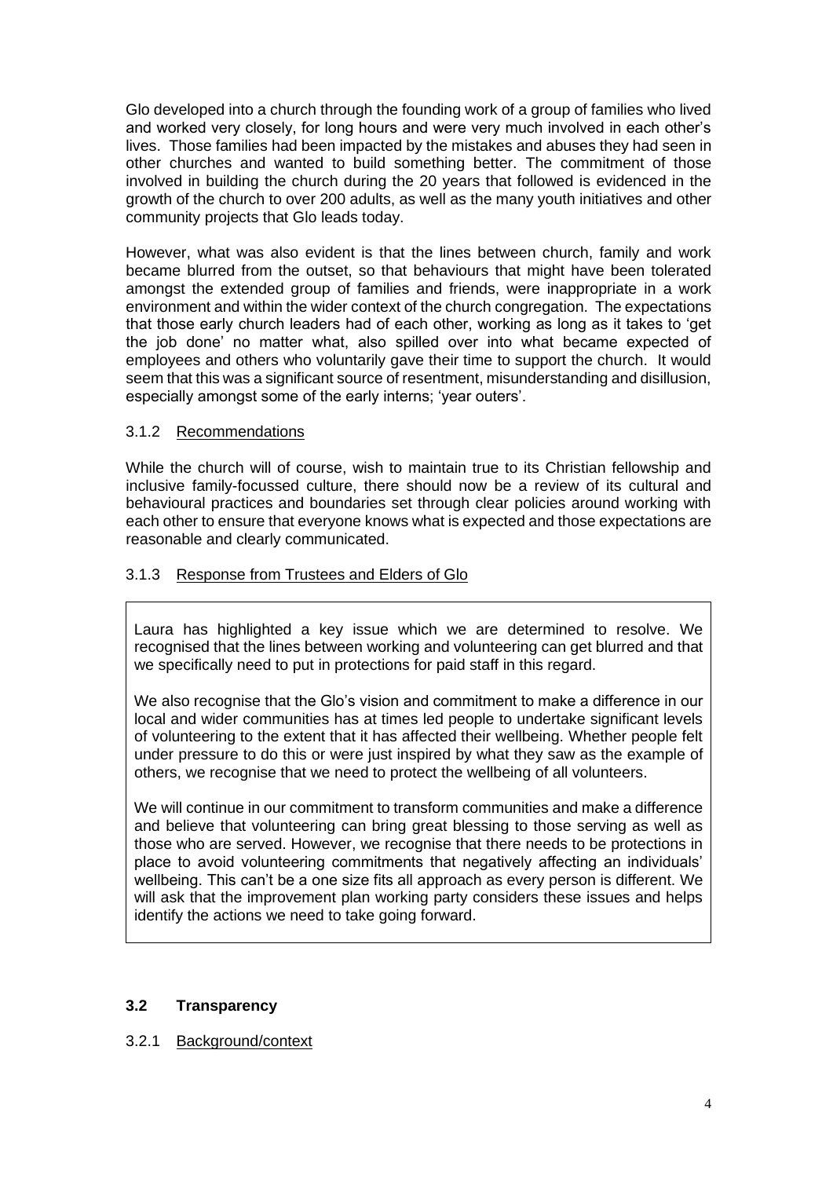Glo developed into a church through the founding work of a group of families who lived and worked very closely, for long hours and were very much involved in each other's lives. Those families had been impacted by the mistakes and abuses they had seen in other churches and wanted to build something better. The commitment of those involved in building the church during the 20 years that followed is evidenced in the growth of the church to over 200 adults, as well as the many youth initiatives and other community projects that Glo leads today.

However, what was also evident is that the lines between church, family and work became blurred from the outset, so that behaviours that might have been tolerated amongst the extended group of families and friends, were inappropriate in a work environment and within the wider context of the church congregation. The expectations that those early church leaders had of each other, working as long as it takes to 'get the job done' no matter what, also spilled over into what became expected of employees and others who voluntarily gave their time to support the church. It would seem that this was a significant source of resentment, misunderstanding and disillusion, especially amongst some of the early interns; 'year outers'.

#### 3.1.2 Recommendations

While the church will of course, wish to maintain true to its Christian fellowship and inclusive family-focussed culture, there should now be a review of its cultural and behavioural practices and boundaries set through clear policies around working with each other to ensure that everyone knows what is expected and those expectations are reasonable and clearly communicated.

#### 3.1.3 Response from Trustees and Elders of Glo

> Laura has highlighted a key issue which we are determined to resolve. We recognised that the lines between working and volunteering can get blurred and that we specifically need to put in protections for paid staff in this regard.
>
> We also recognise that the Glo's vision and commitment to make a difference in our local and wider communities has at times led people to undertake significant levels of volunteering to the extent that it has affected their wellbeing. Whether people felt under pressure to do this or were just inspired by what they saw as the example of others, we recognise that we need to protect the wellbeing of all volunteers.
>
> We will continue in our commitment to transform communities and make a difference and believe that volunteering can bring great blessing to those serving as well as those who are served. However, we recognise that there needs to be protections in place to avoid volunteering commitments that negatively affecting an individuals' wellbeing. This can't be a one size fits all approach as every person is different. We will ask that the improvement plan working party considers these issues and helps identify the actions we need to take going forward.

### 3.2 Transparency

#### 3.2.1 Background/context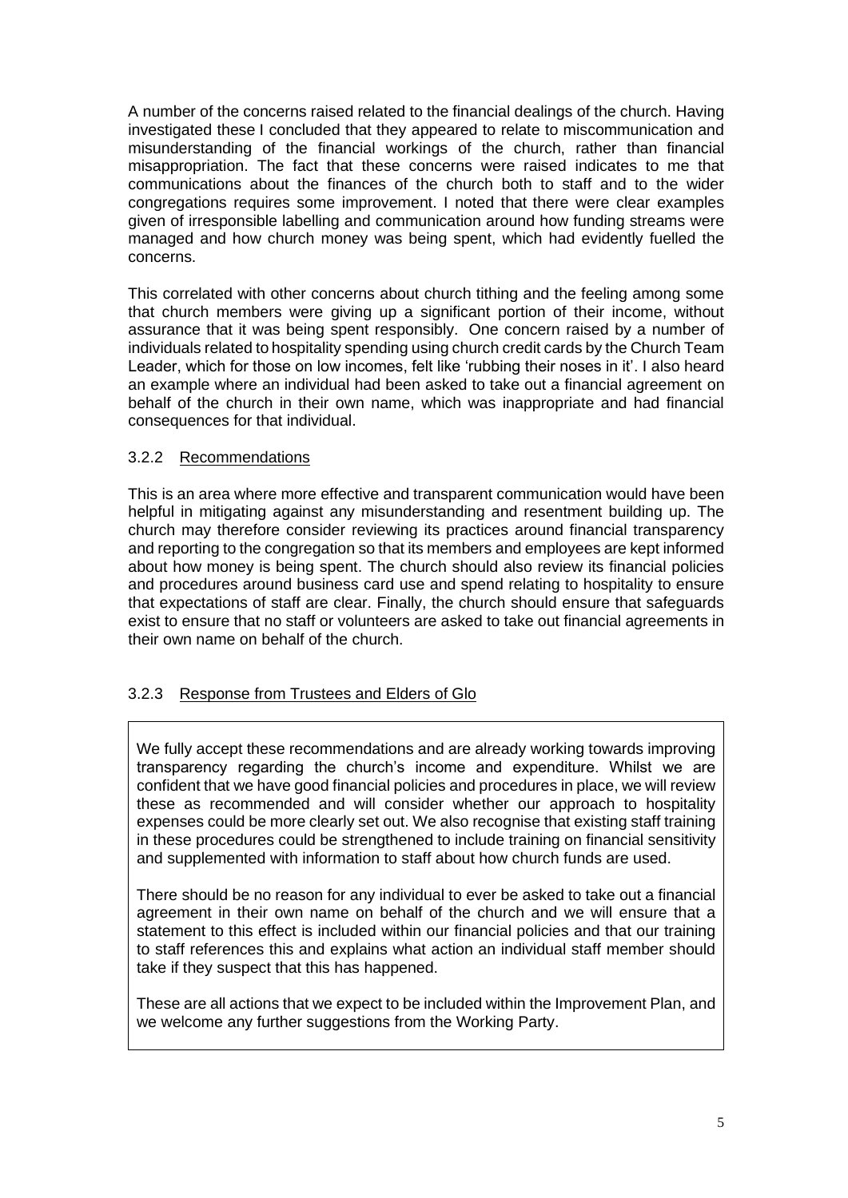A number of the concerns raised related to the financial dealings of the church. Having investigated these I concluded that they appeared to relate to miscommunication and misunderstanding of the financial workings of the church, rather than financial misappropriation. The fact that these concerns were raised indicates to me that communications about the finances of the church both to staff and to the wider congregations requires some improvement. I noted that there were clear examples given of irresponsible labelling and communication around how funding streams were managed and how church money was being spent, which had evidently fuelled the concerns.

This correlated with other concerns about church tithing and the feeling among some that church members were giving up a significant portion of their income, without assurance that it was being spent responsibly. One concern raised by a number of individuals related to hospitality spending using church credit cards by the Church Team Leader, which for those on low incomes, felt like 'rubbing their noses in it'. I also heard an example where an individual had been asked to take out a financial agreement on behalf of the church in their own name, which was inappropriate and had financial consequences for that individual.

### 3.2.2 Recommendations

This is an area where more effective and transparent communication would have been helpful in mitigating against any misunderstanding and resentment building up. The church may therefore consider reviewing its practices around financial transparency and reporting to the congregation so that its members and employees are kept informed about how money is being spent. The church should also review its financial policies and procedures around business card use and spend relating to hospitality to ensure that expectations of staff are clear. Finally, the church should ensure that safeguards exist to ensure that no staff or volunteers are asked to take out financial agreements in their own name on behalf of the church.

### 3.2.3 Response from Trustees and Elders of Glo

We fully accept these recommendations and are already working towards improving transparency regarding the church's income and expenditure. Whilst we are confident that we have good financial policies and procedures in place, we will review these as recommended and will consider whether our approach to hospitality expenses could be more clearly set out. We also recognise that existing staff training in these procedures could be strengthened to include training on financial sensitivity and supplemented with information to staff about how church funds are used.

There should be no reason for any individual to ever be asked to take out a financial agreement in their own name on behalf of the church and we will ensure that a statement to this effect is included within our financial policies and that our training to staff references this and explains what action an individual staff member should take if they suspect that this has happened.

These are all actions that we expect to be included within the Improvement Plan, and we welcome any further suggestions from the Working Party.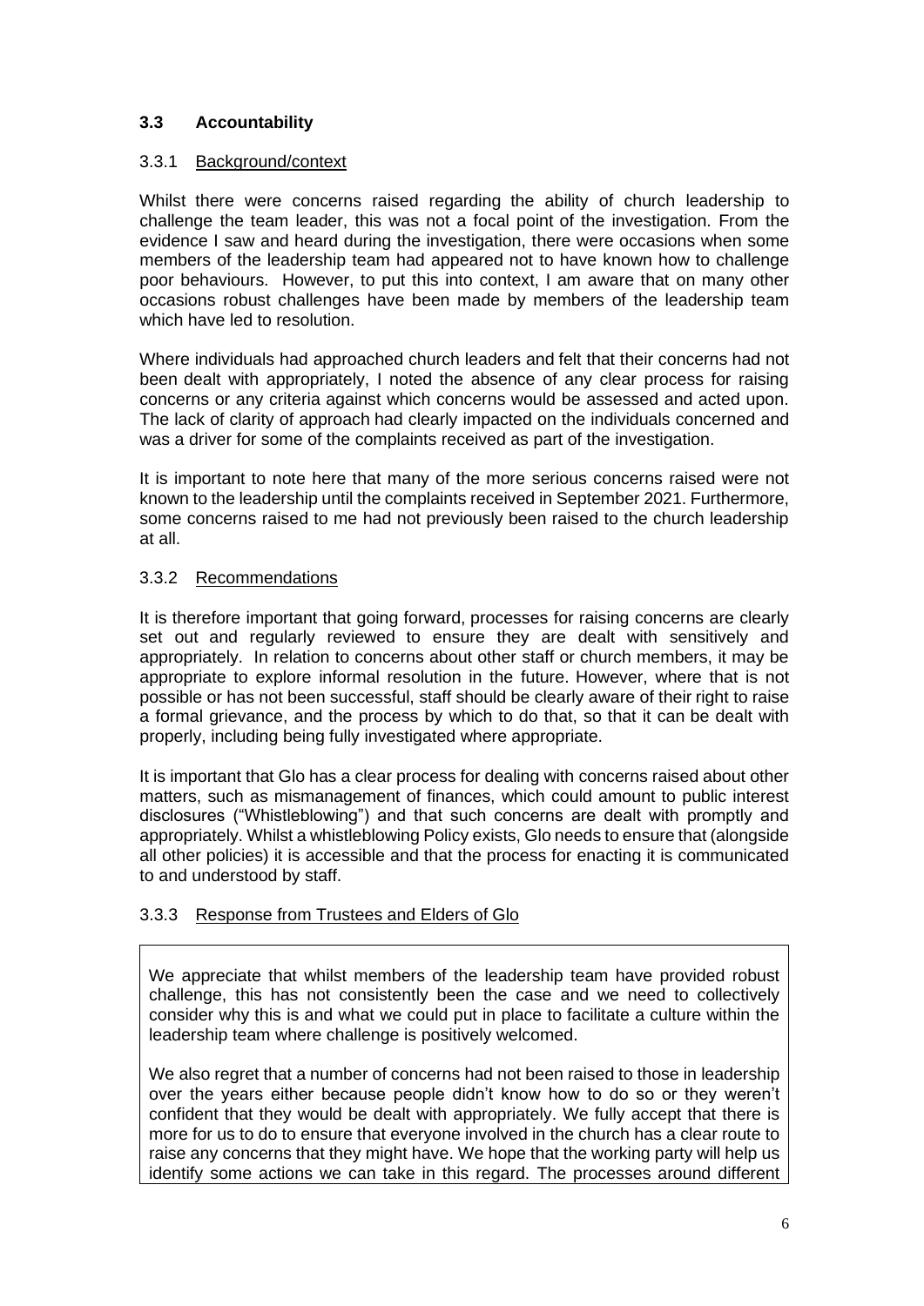## 3.3 Accountability

### 3.3.1 Background/context

Whilst there were concerns raised regarding the ability of church leadership to challenge the team leader, this was not a focal point of the investigation. From the evidence I saw and heard during the investigation, there were occasions when some members of the leadership team had appeared not to have known how to challenge poor behaviours. However, to put this into context, I am aware that on many other occasions robust challenges have been made by members of the leadership team which have led to resolution.

Where individuals had approached church leaders and felt that their concerns had not been dealt with appropriately, I noted the absence of any clear process for raising concerns or any criteria against which concerns would be assessed and acted upon. The lack of clarity of approach had clearly impacted on the individuals concerned and was a driver for some of the complaints received as part of the investigation.

It is important to note here that many of the more serious concerns raised were not known to the leadership until the complaints received in September 2021. Furthermore, some concerns raised to me had not previously been raised to the church leadership at all.

### 3.3.2 Recommendations

It is therefore important that going forward, processes for raising concerns are clearly set out and regularly reviewed to ensure they are dealt with sensitively and appropriately. In relation to concerns about other staff or church members, it may be appropriate to explore informal resolution in the future. However, where that is not possible or has not been successful, staff should be clearly aware of their right to raise a formal grievance, and the process by which to do that, so that it can be dealt with properly, including being fully investigated where appropriate.

It is important that Glo has a clear process for dealing with concerns raised about other matters, such as mismanagement of finances, which could amount to public interest disclosures ("Whistleblowing") and that such concerns are dealt with promptly and appropriately. Whilst a whistleblowing Policy exists, Glo needs to ensure that (alongside all other policies) it is accessible and that the process for enacting it is communicated to and understood by staff.

### 3.3.3 Response from Trustees and Elders of Glo

We appreciate that whilst members of the leadership team have provided robust challenge, this has not consistently been the case and we need to collectively consider why this is and what we could put in place to facilitate a culture within the leadership team where challenge is positively welcomed.

We also regret that a number of concerns had not been raised to those in leadership over the years either because people didn't know how to do so or they weren't confident that they would be dealt with appropriately. We fully accept that there is more for us to do to ensure that everyone involved in the church has a clear route to raise any concerns that they might have. We hope that the working party will help us identify some actions we can take in this regard. The processes around different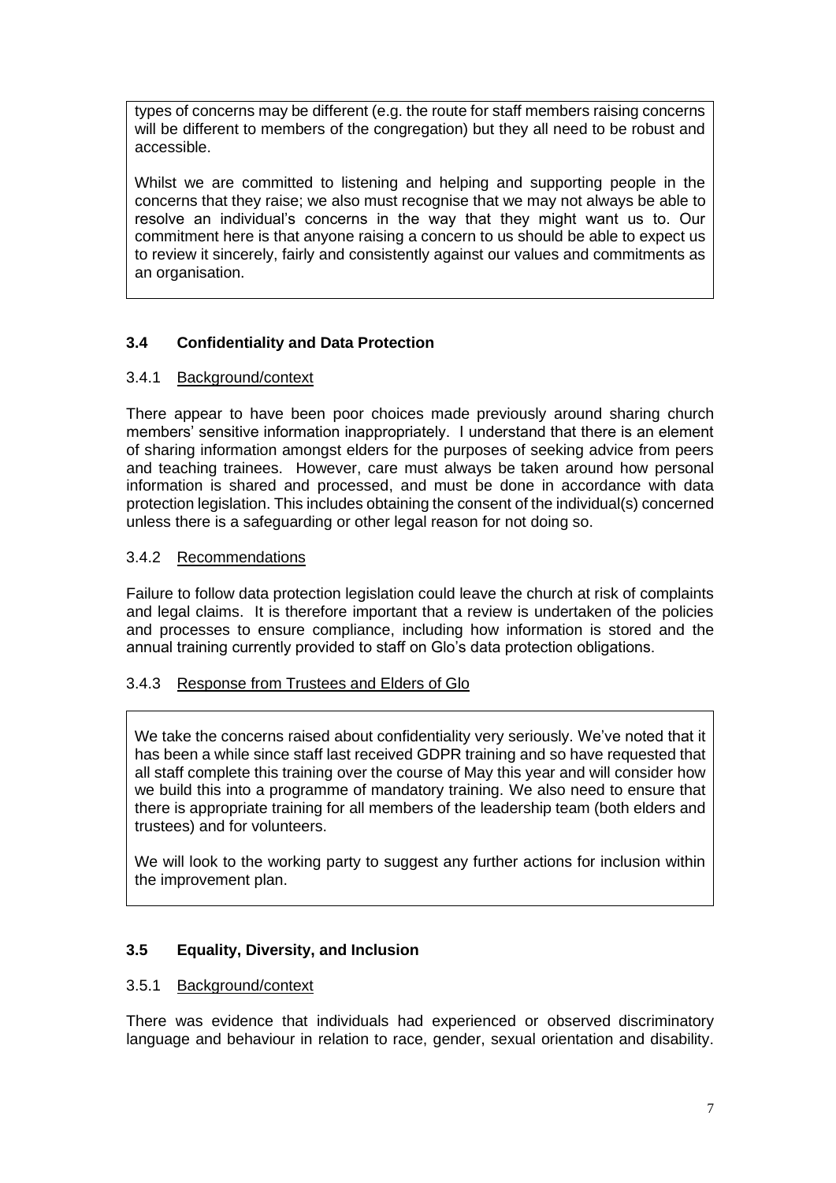types of concerns may be different (e.g. the route for staff members raising concerns will be different to members of the congregation) but they all need to be robust and accessible.

Whilst we are committed to listening and helping and supporting people in the concerns that they raise; we also must recognise that we may not always be able to resolve an individual's concerns in the way that they might want us to. Our commitment here is that anyone raising a concern to us should be able to expect us to review it sincerely, fairly and consistently against our values and commitments as an organisation.

### 3.4 Confidentiality and Data Protection

#### 3.4.1 Background/context

There appear to have been poor choices made previously around sharing church members' sensitive information inappropriately. I understand that there is an element of sharing information amongst elders for the purposes of seeking advice from peers and teaching trainees. However, care must always be taken around how personal information is shared and processed, and must be done in accordance with data protection legislation. This includes obtaining the consent of the individual(s) concerned unless there is a safeguarding or other legal reason for not doing so.

#### 3.4.2 Recommendations

Failure to follow data protection legislation could leave the church at risk of complaints and legal claims. It is therefore important that a review is undertaken of the policies and processes to ensure compliance, including how information is stored and the annual training currently provided to staff on Glo's data protection obligations.

#### 3.4.3 Response from Trustees and Elders of Glo

We take the concerns raised about confidentiality very seriously. We've noted that it has been a while since staff last received GDPR training and so have requested that all staff complete this training over the course of May this year and will consider how we build this into a programme of mandatory training. We also need to ensure that there is appropriate training for all members of the leadership team (both elders and trustees) and for volunteers.

We will look to the working party to suggest any further actions for inclusion within the improvement plan.

### 3.5 Equality, Diversity, and Inclusion

#### 3.5.1 Background/context

There was evidence that individuals had experienced or observed discriminatory language and behaviour in relation to race, gender, sexual orientation and disability.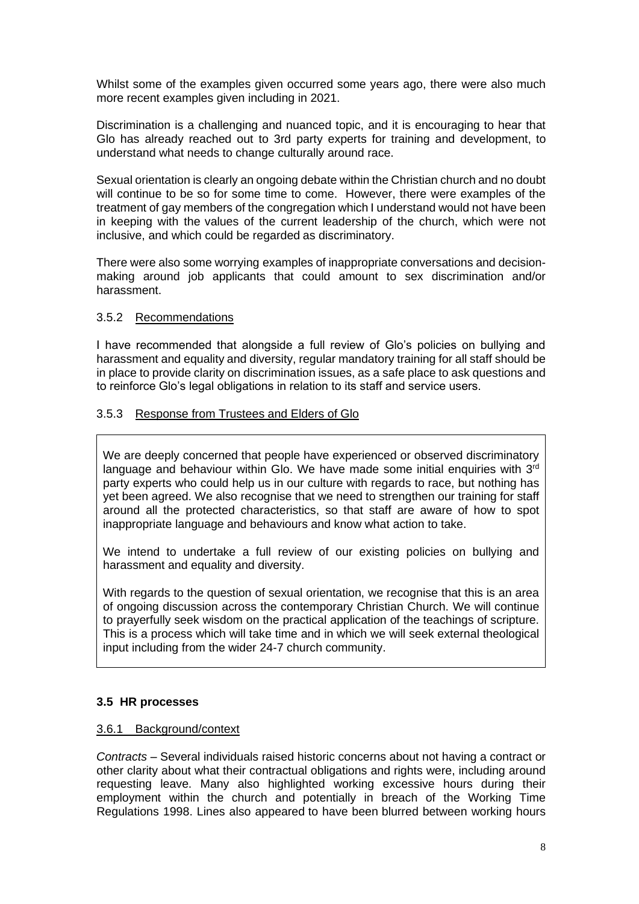Whilst some of the examples given occurred some years ago, there were also much more recent examples given including in 2021.

Discrimination is a challenging and nuanced topic, and it is encouraging to hear that Glo has already reached out to 3rd party experts for training and development, to understand what needs to change culturally around race.

Sexual orientation is clearly an ongoing debate within the Christian church and no doubt will continue to be so for some time to come. However, there were examples of the treatment of gay members of the congregation which I understand would not have been in keeping with the values of the current leadership of the church, which were not inclusive, and which could be regarded as discriminatory.

There were also some worrying examples of inappropriate conversations and decision-making around job applicants that could amount to sex discrimination and/or harassment.

#### 3.5.2 Recommendations

I have recommended that alongside a full review of Glo's policies on bullying and harassment and equality and diversity, regular mandatory training for all staff should be in place to provide clarity on discrimination issues, as a safe place to ask questions and to reinforce Glo's legal obligations in relation to its staff and service users.

#### 3.5.3 Response from Trustees and Elders of Glo

> We are deeply concerned that people have experienced or observed discriminatory language and behaviour within Glo. We have made some initial enquiries with 3rd party experts who could help us in our culture with regards to race, but nothing has yet been agreed. We also recognise that we need to strengthen our training for staff around all the protected characteristics, so that staff are aware of how to spot inappropriate language and behaviours and know what action to take.
>
> We intend to undertake a full review of our existing policies on bullying and harassment and equality and diversity.
>
> With regards to the question of sexual orientation, we recognise that this is an area of ongoing discussion across the contemporary Christian Church. We will continue to prayerfully seek wisdom on the practical application of the teachings of scripture. This is a process which will take time and in which we will seek external theological input including from the wider 24-7 church community.

### 3.5 HR processes

#### 3.6.1 Background/context

*Contracts* – Several individuals raised historic concerns about not having a contract or other clarity about what their contractual obligations and rights were, including around requesting leave. Many also highlighted working excessive hours during their employment within the church and potentially in breach of the Working Time Regulations 1998. Lines also appeared to have been blurred between working hours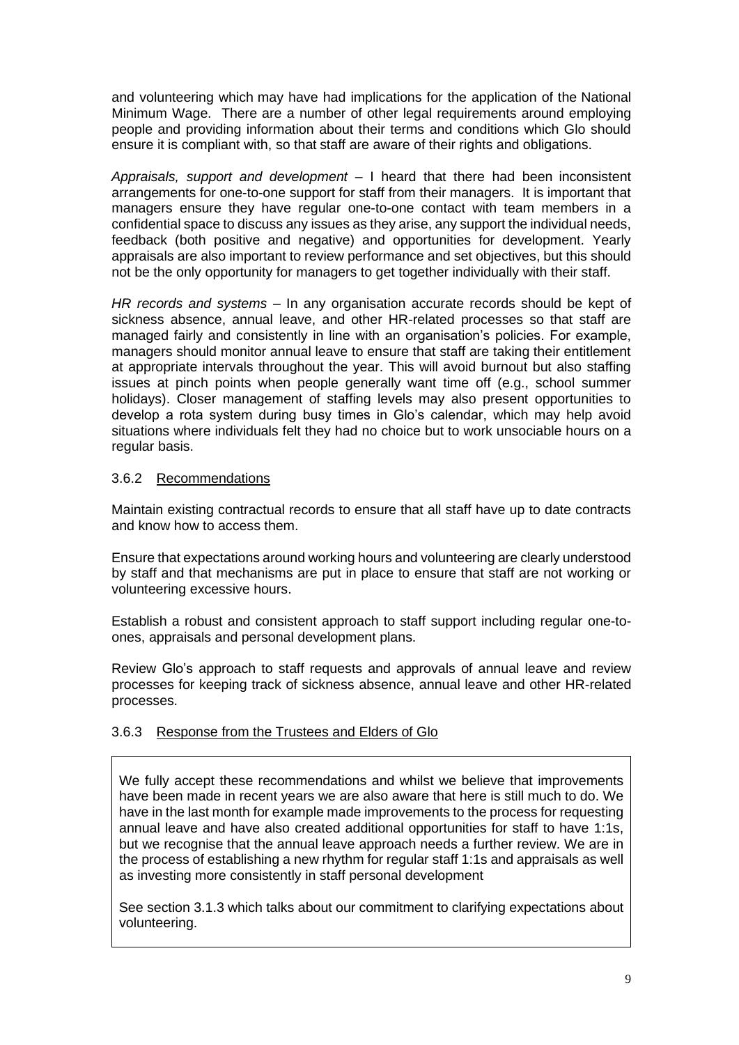and volunteering which may have had implications for the application of the National Minimum Wage. There are a number of other legal requirements around employing people and providing information about their terms and conditions which Glo should ensure it is compliant with, so that staff are aware of their rights and obligations.

*Appraisals, support and development* – I heard that there had been inconsistent arrangements for one-to-one support for staff from their managers. It is important that managers ensure they have regular one-to-one contact with team members in a confidential space to discuss any issues as they arise, any support the individual needs, feedback (both positive and negative) and opportunities for development. Yearly appraisals are also important to review performance and set objectives, but this should not be the only opportunity for managers to get together individually with their staff.

*HR records and systems* – In any organisation accurate records should be kept of sickness absence, annual leave, and other HR-related processes so that staff are managed fairly and consistently in line with an organisation's policies. For example, managers should monitor annual leave to ensure that staff are taking their entitlement at appropriate intervals throughout the year. This will avoid burnout but also staffing issues at pinch points when people generally want time off (e.g., school summer holidays). Closer management of staffing levels may also present opportunities to develop a rota system during busy times in Glo's calendar, which may help avoid situations where individuals felt they had no choice but to work unsociable hours on a regular basis.

### 3.6.2 Recommendations

Maintain existing contractual records to ensure that all staff have up to date contracts and know how to access them.

Ensure that expectations around working hours and volunteering are clearly understood by staff and that mechanisms are put in place to ensure that staff are not working or volunteering excessive hours.

Establish a robust and consistent approach to staff support including regular one-to-ones, appraisals and personal development plans.

Review Glo's approach to staff requests and approvals of annual leave and review processes for keeping track of sickness absence, annual leave and other HR-related processes.

### 3.6.3 Response from the Trustees and Elders of Glo

We fully accept these recommendations and whilst we believe that improvements have been made in recent years we are also aware that here is still much to do. We have in the last month for example made improvements to the process for requesting annual leave and have also created additional opportunities for staff to have 1:1s, but we recognise that the annual leave approach needs a further review. We are in the process of establishing a new rhythm for regular staff 1:1s and appraisals as well as investing more consistently in staff personal development

See section 3.1.3 which talks about our commitment to clarifying expectations about volunteering.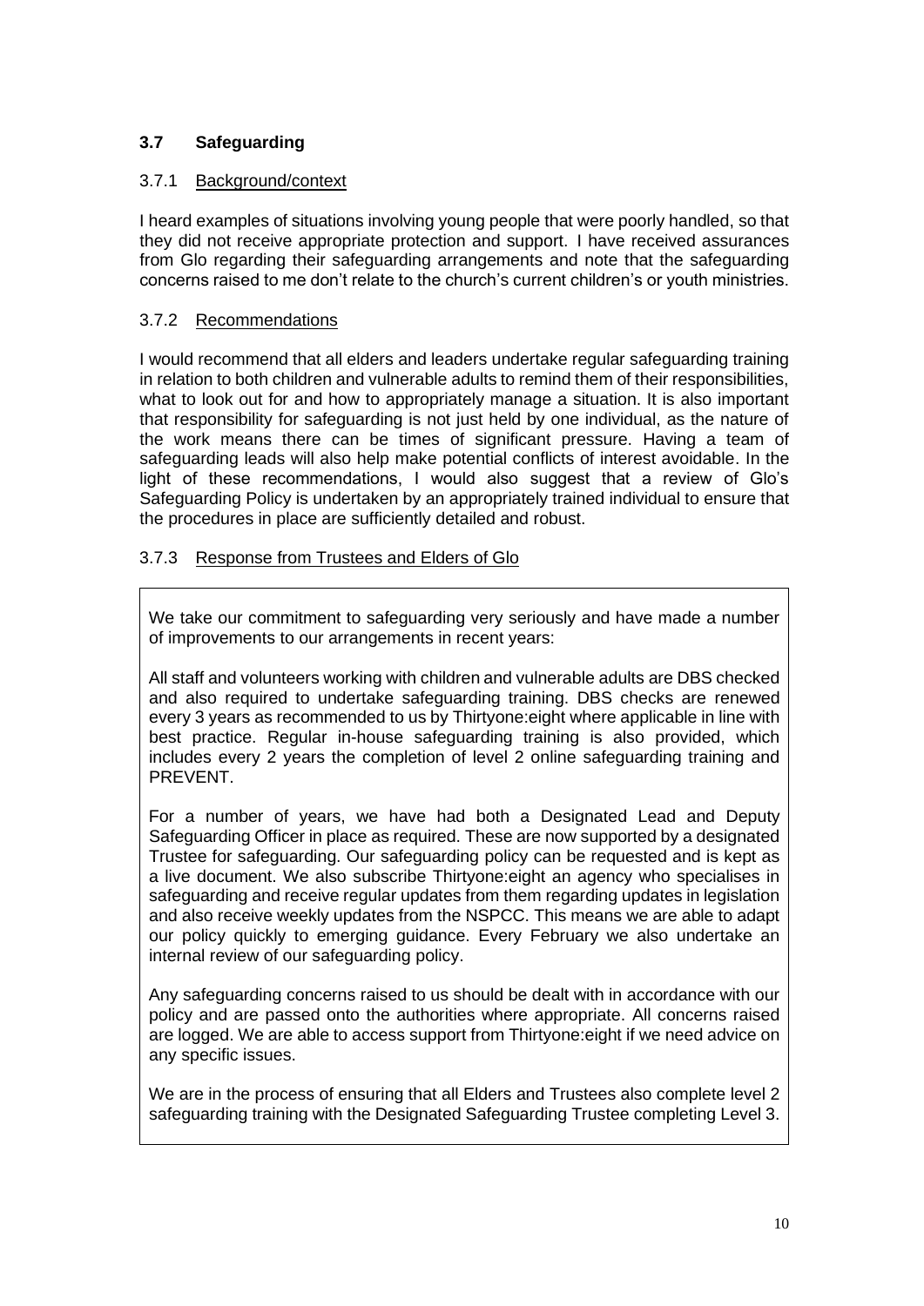## 3.7 Safeguarding

### 3.7.1 Background/context

I heard examples of situations involving young people that were poorly handled, so that they did not receive appropriate protection and support. I have received assurances from Glo regarding their safeguarding arrangements and note that the safeguarding concerns raised to me don't relate to the church's current children's or youth ministries.

### 3.7.2 Recommendations

I would recommend that all elders and leaders undertake regular safeguarding training in relation to both children and vulnerable adults to remind them of their responsibilities, what to look out for and how to appropriately manage a situation. It is also important that responsibility for safeguarding is not just held by one individual, as the nature of the work means there can be times of significant pressure. Having a team of safeguarding leads will also help make potential conflicts of interest avoidable. In the light of these recommendations, I would also suggest that a review of Glo's Safeguarding Policy is undertaken by an appropriately trained individual to ensure that the procedures in place are sufficiently detailed and robust.

### 3.7.3 Response from Trustees and Elders of Glo

We take our commitment to safeguarding very seriously and have made a number of improvements to our arrangements in recent years:

All staff and volunteers working with children and vulnerable adults are DBS checked and also required to undertake safeguarding training. DBS checks are renewed every 3 years as recommended to us by Thirtyone:eight where applicable in line with best practice. Regular in-house safeguarding training is also provided, which includes every 2 years the completion of level 2 online safeguarding training and PREVENT.

For a number of years, we have had both a Designated Lead and Deputy Safeguarding Officer in place as required. These are now supported by a designated Trustee for safeguarding. Our safeguarding policy can be requested and is kept as a live document. We also subscribe Thirtyone:eight an agency who specialises in safeguarding and receive regular updates from them regarding updates in legislation and also receive weekly updates from the NSPCC. This means we are able to adapt our policy quickly to emerging guidance. Every February we also undertake an internal review of our safeguarding policy.

Any safeguarding concerns raised to us should be dealt with in accordance with our policy and are passed onto the authorities where appropriate. All concerns raised are logged. We are able to access support from Thirtyone:eight if we need advice on any specific issues.

We are in the process of ensuring that all Elders and Trustees also complete level 2 safeguarding training with the Designated Safeguarding Trustee completing Level 3.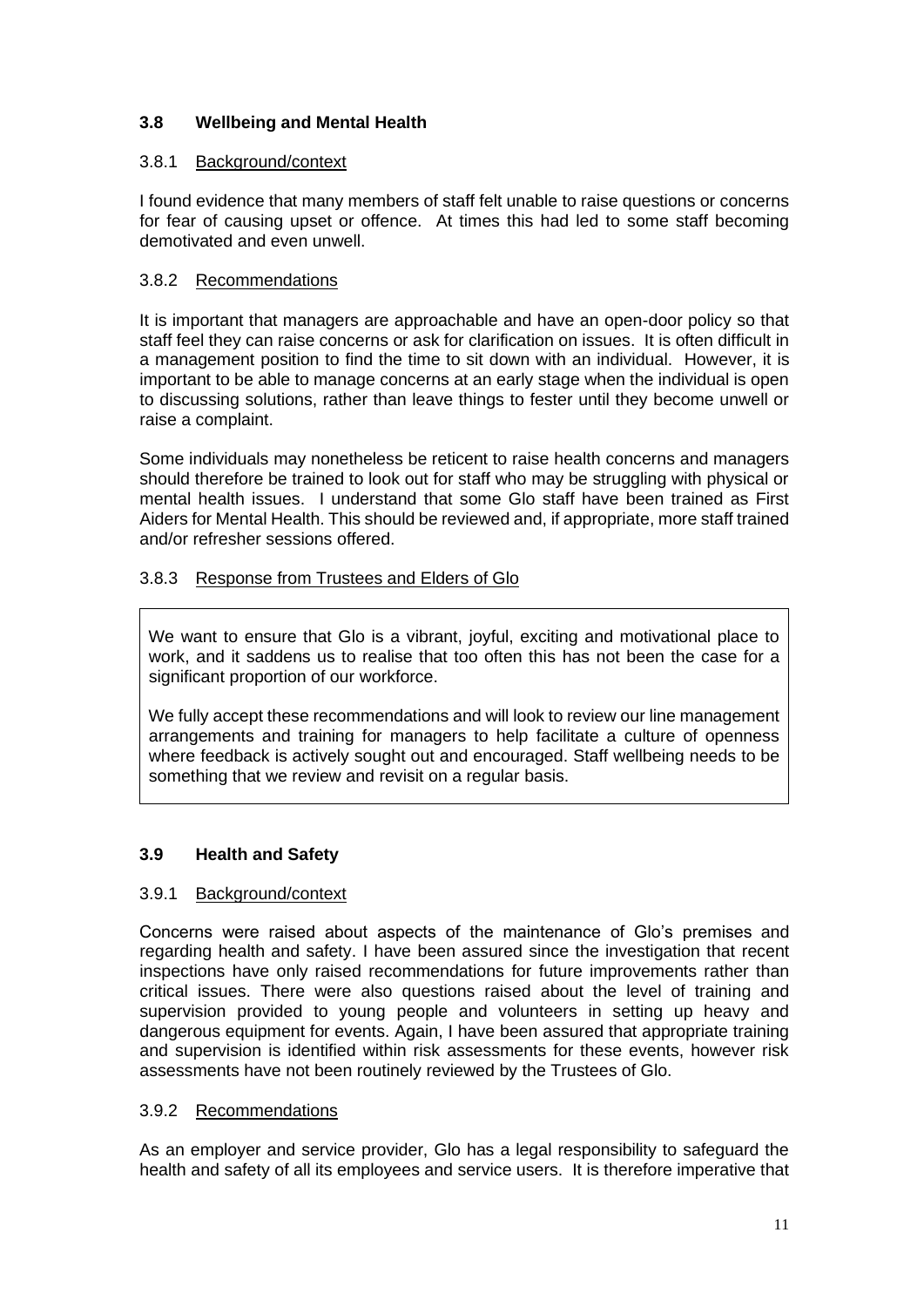### 3.8 Wellbeing and Mental Health

3.8.1 Background/context

I found evidence that many members of staff felt unable to raise questions or concerns for fear of causing upset or offence. At times this had led to some staff becoming demotivated and even unwell.

3.8.2 Recommendations

It is important that managers are approachable and have an open-door policy so that staff feel they can raise concerns or ask for clarification on issues. It is often difficult in a management position to find the time to sit down with an individual. However, it is important to be able to manage concerns at an early stage when the individual is open to discussing solutions, rather than leave things to fester until they become unwell or raise a complaint.

Some individuals may nonetheless be reticent to raise health concerns and managers should therefore be trained to look out for staff who may be struggling with physical or mental health issues. I understand that some Glo staff have been trained as First Aiders for Mental Health. This should be reviewed and, if appropriate, more staff trained and/or refresher sessions offered.

3.8.3 Response from Trustees and Elders of Glo

We want to ensure that Glo is a vibrant, joyful, exciting and motivational place to work, and it saddens us to realise that too often this has not been the case for a significant proportion of our workforce.

We fully accept these recommendations and will look to review our line management arrangements and training for managers to help facilitate a culture of openness where feedback is actively sought out and encouraged. Staff wellbeing needs to be something that we review and revisit on a regular basis.

### 3.9 Health and Safety

3.9.1 Background/context

Concerns were raised about aspects of the maintenance of Glo's premises and regarding health and safety. I have been assured since the investigation that recent inspections have only raised recommendations for future improvements rather than critical issues. There were also questions raised about the level of training and supervision provided to young people and volunteers in setting up heavy and dangerous equipment for events. Again, I have been assured that appropriate training and supervision is identified within risk assessments for these events, however risk assessments have not been routinely reviewed by the Trustees of Glo.

3.9.2 Recommendations

As an employer and service provider, Glo has a legal responsibility to safeguard the health and safety of all its employees and service users. It is therefore imperative that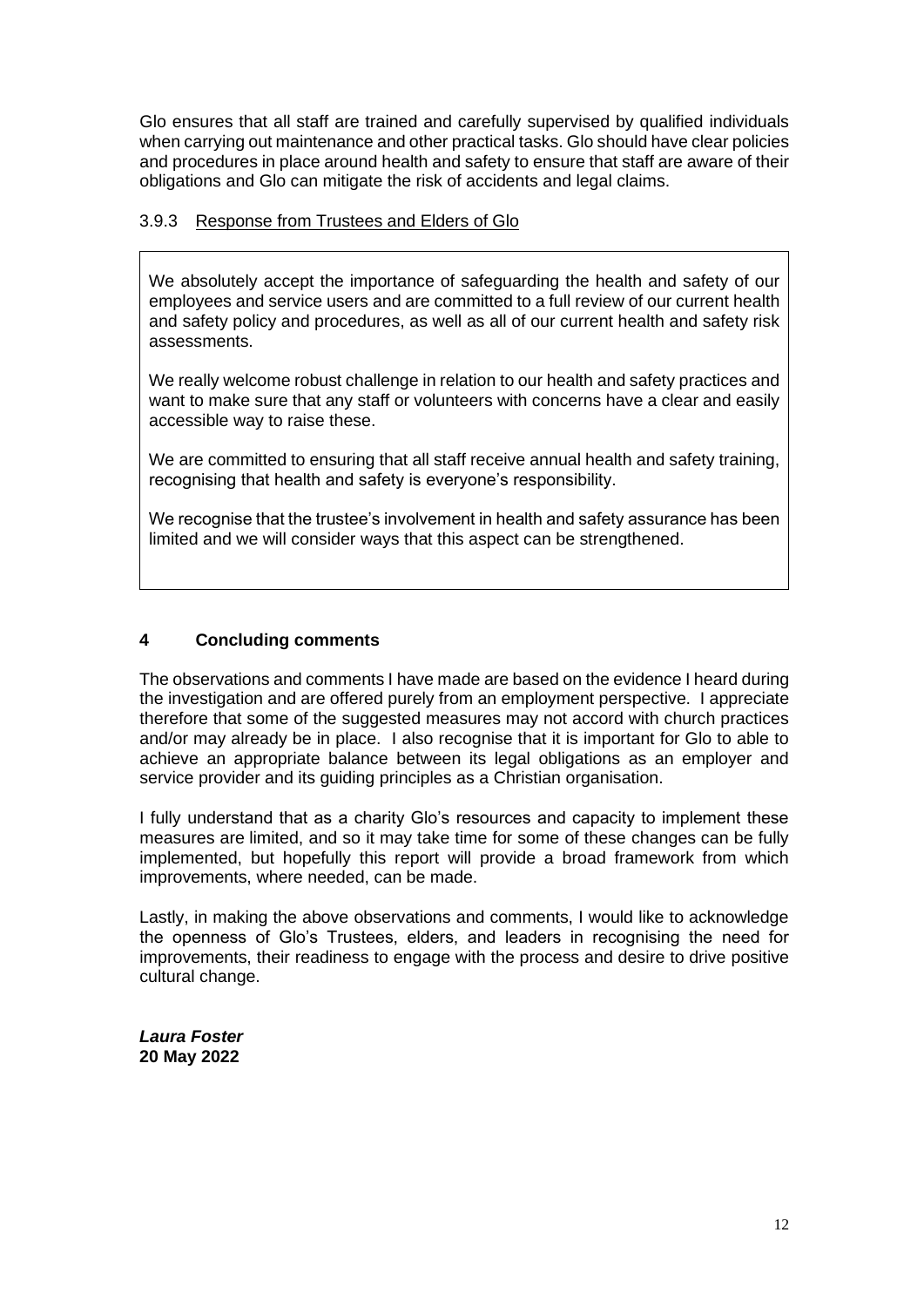Glo ensures that all staff are trained and carefully supervised by qualified individuals when carrying out maintenance and other practical tasks. Glo should have clear policies and procedures in place around health and safety to ensure that staff are aware of their obligations and Glo can mitigate the risk of accidents and legal claims.

### 3.9.3 Response from Trustees and Elders of Glo

> We absolutely accept the importance of safeguarding the health and safety of our employees and service users and are committed to a full review of our current health and safety policy and procedures, as well as all of our current health and safety risk assessments.
>
> We really welcome robust challenge in relation to our health and safety practices and want to make sure that any staff or volunteers with concerns have a clear and easily accessible way to raise these.
>
> We are committed to ensuring that all staff receive annual health and safety training, recognising that health and safety is everyone's responsibility.
>
> We recognise that the trustee's involvement in health and safety assurance has been limited and we will consider ways that this aspect can be strengthened.

## 4 Concluding comments

The observations and comments I have made are based on the evidence I heard during the investigation and are offered purely from an employment perspective. I appreciate therefore that some of the suggested measures may not accord with church practices and/or may already be in place. I also recognise that it is important for Glo to able to achieve an appropriate balance between its legal obligations as an employer and service provider and its guiding principles as a Christian organisation.

I fully understand that as a charity Glo's resources and capacity to implement these measures are limited, and so it may take time for some of these changes can be fully implemented, but hopefully this report will provide a broad framework from which improvements, where needed, can be made.

Lastly, in making the above observations and comments, I would like to acknowledge the openness of Glo's Trustees, elders, and leaders in recognising the need for improvements, their readiness to engage with the process and desire to drive positive cultural change.

***Laura Foster***
**20 May 2022**